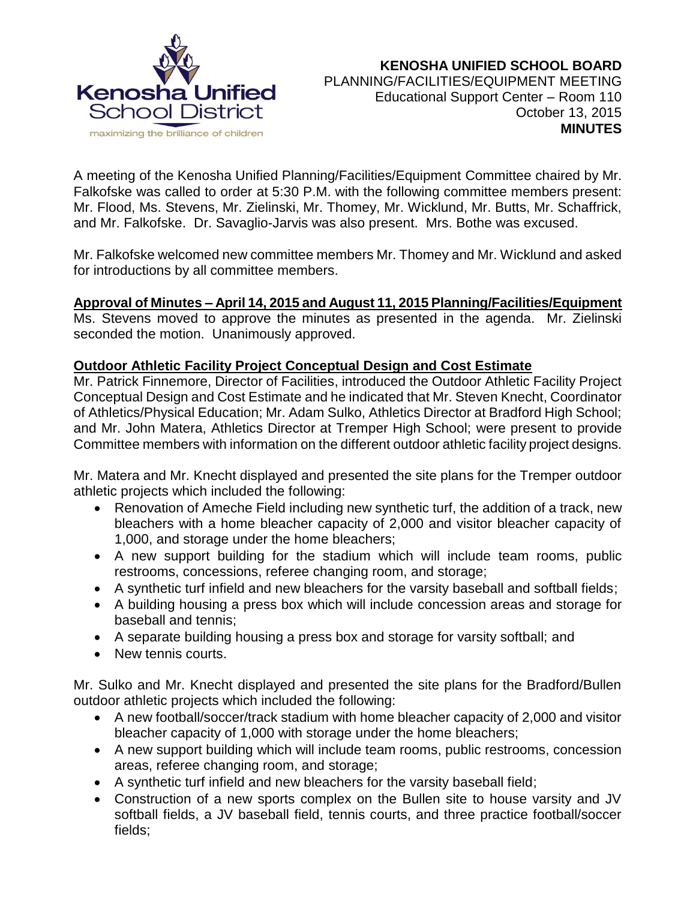**KENOSHA UNIFIED SCHOOL BOARD**
PLANNING/FACILITIES/EQUIPMENT MEETING
Educational Support Center – Room 110
October 13, 2015
**MINUTES**

A meeting of the Kenosha Unified Planning/Facilities/Equipment Committee chaired by Mr. Falkofske was called to order at 5:30 P.M. with the following committee members present: Mr. Flood, Ms. Stevens, Mr. Zielinski, Mr. Thomey, Mr. Wicklund, Mr. Butts, Mr. Schaffrick, and Mr. Falkofske. Dr. Savaglio-Jarvis was also present. Mrs. Bothe was excused.

Mr. Falkofske welcomed new committee members Mr. Thomey and Mr. Wicklund and asked for introductions by all committee members.

**Approval of Minutes – April 14, 2015 and August 11, 2015 Planning/Facilities/Equipment**

Ms. Stevens moved to approve the minutes as presented in the agenda. Mr. Zielinski seconded the motion. Unanimously approved.

**Outdoor Athletic Facility Project Conceptual Design and Cost Estimate**

Mr. Patrick Finnemore, Director of Facilities, introduced the Outdoor Athletic Facility Project Conceptual Design and Cost Estimate and he indicated that Mr. Steven Knecht, Coordinator of Athletics/Physical Education; Mr. Adam Sulko, Athletics Director at Bradford High School; and Mr. John Matera, Athletics Director at Tremper High School; were present to provide Committee members with information on the different outdoor athletic facility project designs.

Mr. Matera and Mr. Knecht displayed and presented the site plans for the Tremper outdoor athletic projects which included the following:

- Renovation of Ameche Field including new synthetic turf, the addition of a track, new bleachers with a home bleacher capacity of 2,000 and visitor bleacher capacity of 1,000, and storage under the home bleachers;
- A new support building for the stadium which will include team rooms, public restrooms, concessions, referee changing room, and storage;
- A synthetic turf infield and new bleachers for the varsity baseball and softball fields;
- A building housing a press box which will include concession areas and storage for baseball and tennis;
- A separate building housing a press box and storage for varsity softball; and
- New tennis courts.

Mr. Sulko and Mr. Knecht displayed and presented the site plans for the Bradford/Bullen outdoor athletic projects which included the following:

- A new football/soccer/track stadium with home bleacher capacity of 2,000 and visitor bleacher capacity of 1,000 with storage under the home bleachers;
- A new support building which will include team rooms, public restrooms, concession areas, referee changing room, and storage;
- A synthetic turf infield and new bleachers for the varsity baseball field;
- Construction of a new sports complex on the Bullen site to house varsity and JV softball fields, a JV baseball field, tennis courts, and three practice football/soccer fields;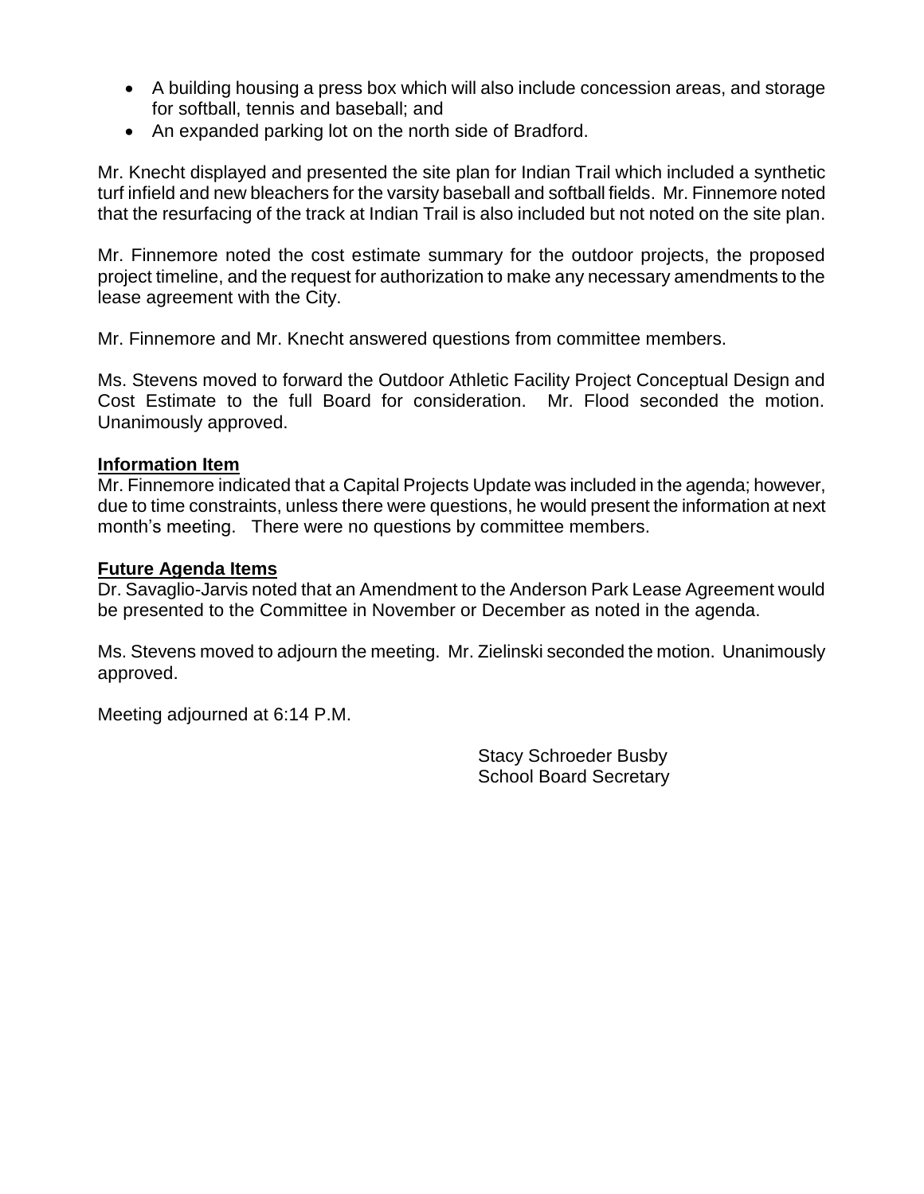- A building housing a press box which will also include concession areas, and storage for softball, tennis and baseball; and
- An expanded parking lot on the north side of Bradford.

Mr. Knecht displayed and presented the site plan for Indian Trail which included a synthetic turf infield and new bleachers for the varsity baseball and softball fields. Mr. Finnemore noted that the resurfacing of the track at Indian Trail is also included but not noted on the site plan.

Mr. Finnemore noted the cost estimate summary for the outdoor projects, the proposed project timeline, and the request for authorization to make any necessary amendments to the lease agreement with the City.

Mr. Finnemore and Mr. Knecht answered questions from committee members.

Ms. Stevens moved to forward the Outdoor Athletic Facility Project Conceptual Design and Cost Estimate to the full Board for consideration. Mr. Flood seconded the motion. Unanimously approved.

**Information Item**

Mr. Finnemore indicated that a Capital Projects Update was included in the agenda; however, due to time constraints, unless there were questions, he would present the information at next month's meeting. There were no questions by committee members.

**Future Agenda Items**

Dr. Savaglio-Jarvis noted that an Amendment to the Anderson Park Lease Agreement would be presented to the Committee in November or December as noted in the agenda.

Ms. Stevens moved to adjourn the meeting. Mr. Zielinski seconded the motion. Unanimously approved.

Meeting adjourned at 6:14 P.M.

Stacy Schroeder Busby
School Board Secretary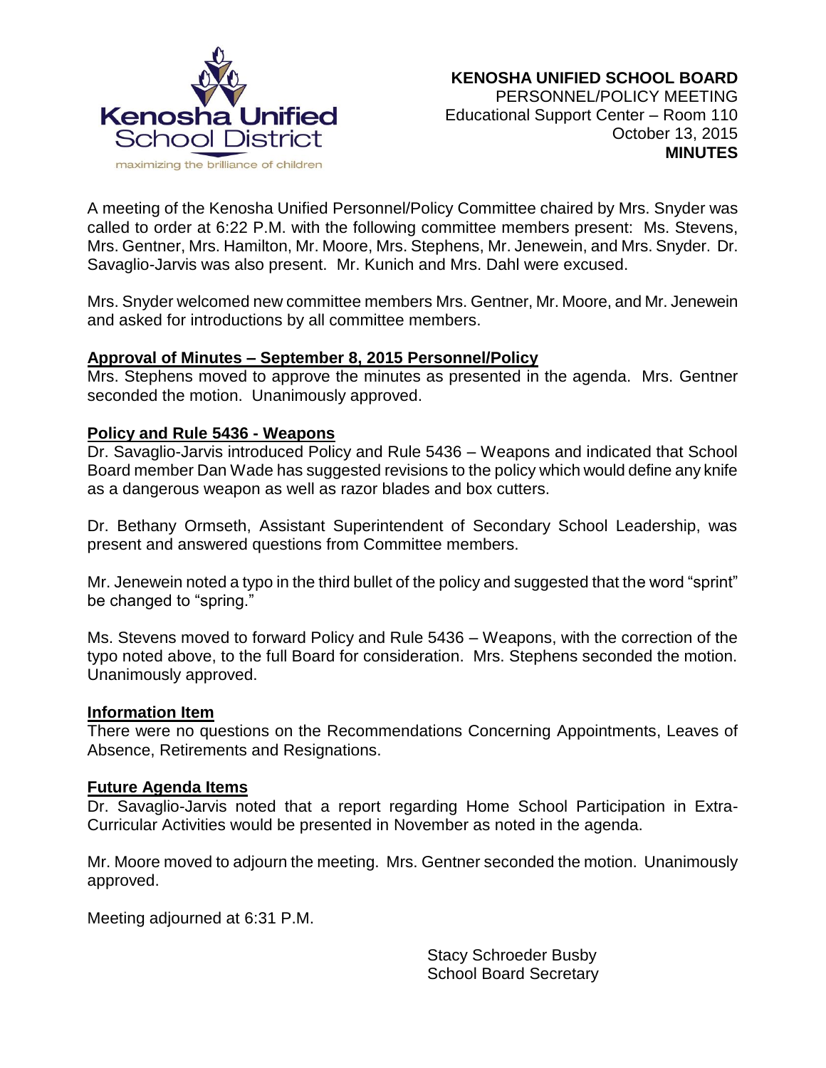**KENOSHA UNIFIED SCHOOL BOARD**
PERSONNEL/POLICY MEETING
Educational Support Center – Room 110
October 13, 2015
**MINUTES**

A meeting of the Kenosha Unified Personnel/Policy Committee chaired by Mrs. Snyder was called to order at 6:22 P.M. with the following committee members present: Ms. Stevens, Mrs. Gentner, Mrs. Hamilton, Mr. Moore, Mrs. Stephens, Mr. Jenewein, and Mrs. Snyder. Dr. Savaglio-Jarvis was also present. Mr. Kunich and Mrs. Dahl were excused.

Mrs. Snyder welcomed new committee members Mrs. Gentner, Mr. Moore, and Mr. Jenewein and asked for introductions by all committee members.

**Approval of Minutes – September 8, 2015 Personnel/Policy**
Mrs. Stephens moved to approve the minutes as presented in the agenda. Mrs. Gentner seconded the motion. Unanimously approved.

**Policy and Rule 5436 - Weapons**
Dr. Savaglio-Jarvis introduced Policy and Rule 5436 – Weapons and indicated that School Board member Dan Wade has suggested revisions to the policy which would define any knife as a dangerous weapon as well as razor blades and box cutters.

Dr. Bethany Ormseth, Assistant Superintendent of Secondary School Leadership, was present and answered questions from Committee members.

Mr. Jenewein noted a typo in the third bullet of the policy and suggested that the word "sprint" be changed to "spring."

Ms. Stevens moved to forward Policy and Rule 5436 – Weapons, with the correction of the typo noted above, to the full Board for consideration. Mrs. Stephens seconded the motion. Unanimously approved.

**Information Item**
There were no questions on the Recommendations Concerning Appointments, Leaves of Absence, Retirements and Resignations.

**Future Agenda Items**
Dr. Savaglio-Jarvis noted that a report regarding Home School Participation in Extra-Curricular Activities would be presented in November as noted in the agenda.

Mr. Moore moved to adjourn the meeting. Mrs. Gentner seconded the motion. Unanimously approved.

Meeting adjourned at 6:31 P.M.

Stacy Schroeder Busby
School Board Secretary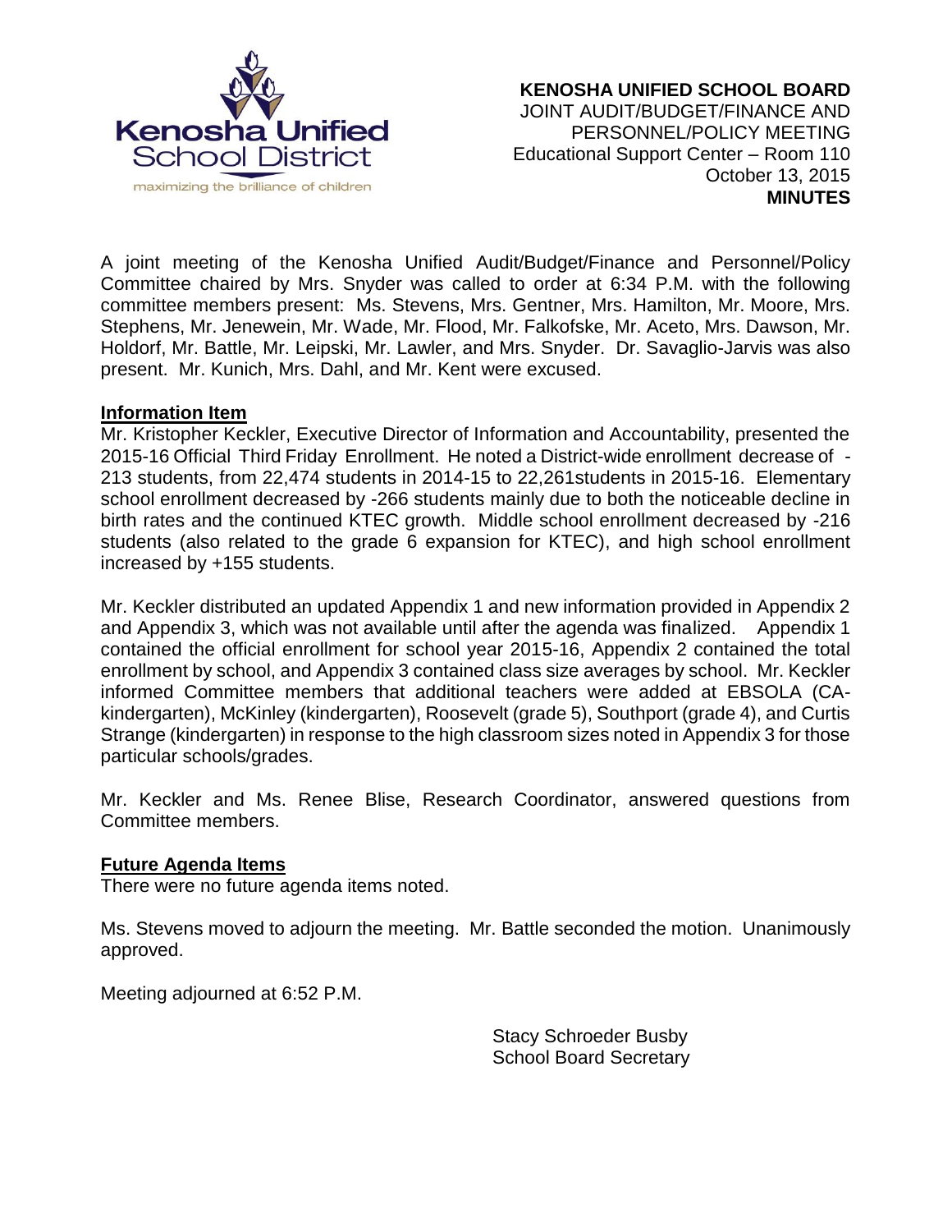**KENOSHA UNIFIED SCHOOL BOARD**
JOINT AUDIT/BUDGET/FINANCE AND PERSONNEL/POLICY MEETING
Educational Support Center – Room 110
October 13, 2015
**MINUTES**

A joint meeting of the Kenosha Unified Audit/Budget/Finance and Personnel/Policy Committee chaired by Mrs. Snyder was called to order at 6:34 P.M. with the following committee members present: Ms. Stevens, Mrs. Gentner, Mrs. Hamilton, Mr. Moore, Mrs. Stephens, Mr. Jenewein, Mr. Wade, Mr. Flood, Mr. Falkofske, Mr. Aceto, Mrs. Dawson, Mr. Holdorf, Mr. Battle, Mr. Leipski, Mr. Lawler, and Mrs. Snyder. Dr. Savaglio-Jarvis was also present. Mr. Kunich, Mrs. Dahl, and Mr. Kent were excused.

**Information Item**

Mr. Kristopher Keckler, Executive Director of Information and Accountability, presented the 2015-16 Official Third Friday Enrollment. He noted a District-wide enrollment decrease of -213 students, from 22,474 students in 2014-15 to 22,261students in 2015-16. Elementary school enrollment decreased by -266 students mainly due to both the noticeable decline in birth rates and the continued KTEC growth. Middle school enrollment decreased by -216 students (also related to the grade 6 expansion for KTEC), and high school enrollment increased by +155 students.

Mr. Keckler distributed an updated Appendix 1 and new information provided in Appendix 2 and Appendix 3, which was not available until after the agenda was finalized. Appendix 1 contained the official enrollment for school year 2015-16, Appendix 2 contained the total enrollment by school, and Appendix 3 contained class size averages by school. Mr. Keckler informed Committee members that additional teachers were added at EBSOLA (CA-kindergarten), McKinley (kindergarten), Roosevelt (grade 5), Southport (grade 4), and Curtis Strange (kindergarten) in response to the high classroom sizes noted in Appendix 3 for those particular schools/grades.

Mr. Keckler and Ms. Renee Blise, Research Coordinator, answered questions from Committee members.

**Future Agenda Items**

There were no future agenda items noted.

Ms. Stevens moved to adjourn the meeting. Mr. Battle seconded the motion. Unanimously approved.

Meeting adjourned at 6:52 P.M.

Stacy Schroeder Busby
School Board Secretary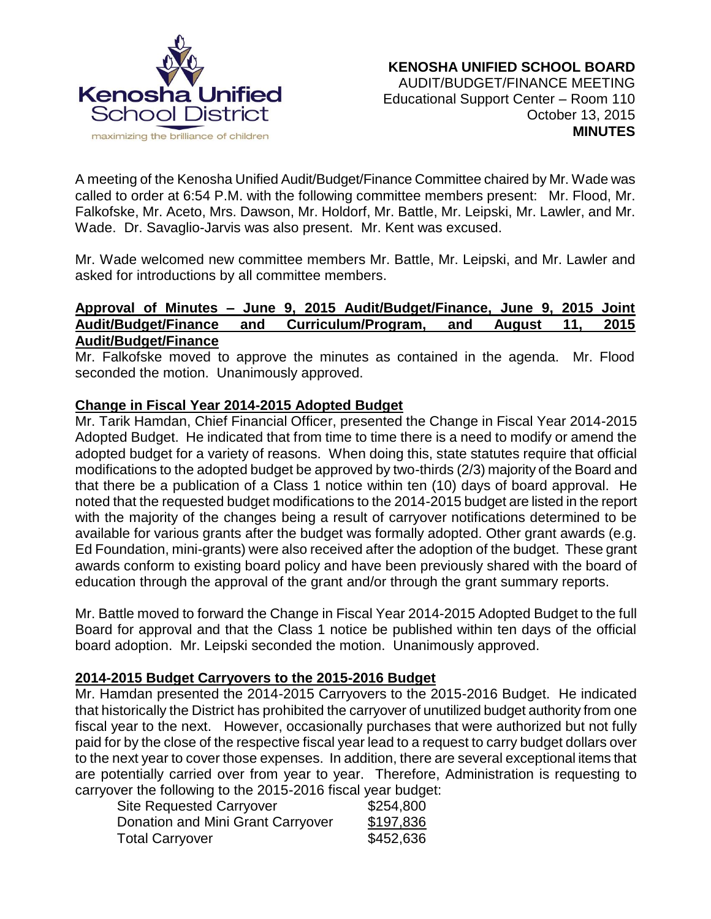**KENOSHA UNIFIED SCHOOL BOARD**
AUDIT/BUDGET/FINANCE MEETING
Educational Support Center – Room 110
October 13, 2015
**MINUTES**

A meeting of the Kenosha Unified Audit/Budget/Finance Committee chaired by Mr. Wade was called to order at 6:54 P.M. with the following committee members present: Mr. Flood, Mr. Falkofske, Mr. Aceto, Mrs. Dawson, Mr. Holdorf, Mr. Battle, Mr. Leipski, Mr. Lawler, and Mr. Wade. Dr. Savaglio-Jarvis was also present. Mr. Kent was excused.

Mr. Wade welcomed new committee members Mr. Battle, Mr. Leipski, and Mr. Lawler and asked for introductions by all committee members.

**Approval of Minutes – June 9, 2015 Audit/Budget/Finance, June 9, 2015 Joint Audit/Budget/Finance and Curriculum/Program, and August 11, 2015 Audit/Budget/Finance**

Mr. Falkofske moved to approve the minutes as contained in the agenda. Mr. Flood seconded the motion. Unanimously approved.

**Change in Fiscal Year 2014-2015 Adopted Budget**

Mr. Tarik Hamdan, Chief Financial Officer, presented the Change in Fiscal Year 2014-2015 Adopted Budget. He indicated that from time to time there is a need to modify or amend the adopted budget for a variety of reasons. When doing this, state statutes require that official modifications to the adopted budget be approved by two-thirds (2/3) majority of the Board and that there be a publication of a Class 1 notice within ten (10) days of board approval. He noted that the requested budget modifications to the 2014-2015 budget are listed in the report with the majority of the changes being a result of carryover notifications determined to be available for various grants after the budget was formally adopted. Other grant awards (e.g. Ed Foundation, mini-grants) were also received after the adoption of the budget. These grant awards conform to existing board policy and have been previously shared with the board of education through the approval of the grant and/or through the grant summary reports.

Mr. Battle moved to forward the Change in Fiscal Year 2014-2015 Adopted Budget to the full Board for approval and that the Class 1 notice be published within ten days of the official board adoption. Mr. Leipski seconded the motion. Unanimously approved.

**2014-2015 Budget Carryovers to the 2015-2016 Budget**

Mr. Hamdan presented the 2014-2015 Carryovers to the 2015-2016 Budget. He indicated that historically the District has prohibited the carryover of unutilized budget authority from one fiscal year to the next. However, occasionally purchases that were authorized but not fully paid for by the close of the respective fiscal year lead to a request to carry budget dollars over to the next year to cover those expenses. In addition, there are several exceptional items that are potentially carried over from year to year. Therefore, Administration is requesting to carryover the following to the 2015-2016 fiscal year budget:

| | |
|---|---|
| Site Requested Carryover | $254,800 |
| Donation and Mini Grant Carryover | $197,836 |
| Total Carryover | $452,636 |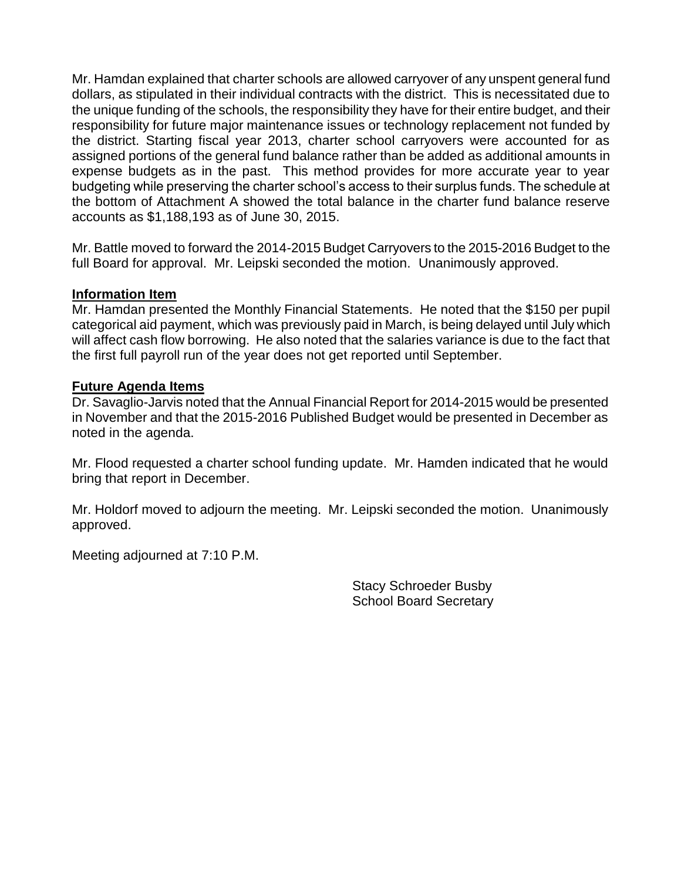Mr. Hamdan explained that charter schools are allowed carryover of any unspent general fund dollars, as stipulated in their individual contracts with the district. This is necessitated due to the unique funding of the schools, the responsibility they have for their entire budget, and their responsibility for future major maintenance issues or technology replacement not funded by the district. Starting fiscal year 2013, charter school carryovers were accounted for as assigned portions of the general fund balance rather than be added as additional amounts in expense budgets as in the past. This method provides for more accurate year to year budgeting while preserving the charter school's access to their surplus funds. The schedule at the bottom of Attachment A showed the total balance in the charter fund balance reserve accounts as $1,188,193 as of June 30, 2015.

Mr. Battle moved to forward the 2014-2015 Budget Carryovers to the 2015-2016 Budget to the full Board for approval. Mr. Leipski seconded the motion. Unanimously approved.

**Information Item**

Mr. Hamdan presented the Monthly Financial Statements. He noted that the $150 per pupil categorical aid payment, which was previously paid in March, is being delayed until July which will affect cash flow borrowing. He also noted that the salaries variance is due to the fact that the first full payroll run of the year does not get reported until September.

**Future Agenda Items**

Dr. Savaglio-Jarvis noted that the Annual Financial Report for 2014-2015 would be presented in November and that the 2015-2016 Published Budget would be presented in December as noted in the agenda.

Mr. Flood requested a charter school funding update. Mr. Hamden indicated that he would bring that report in December.

Mr. Holdorf moved to adjourn the meeting. Mr. Leipski seconded the motion. Unanimously approved.

Meeting adjourned at 7:10 P.M.

Stacy Schroeder Busby
School Board Secretary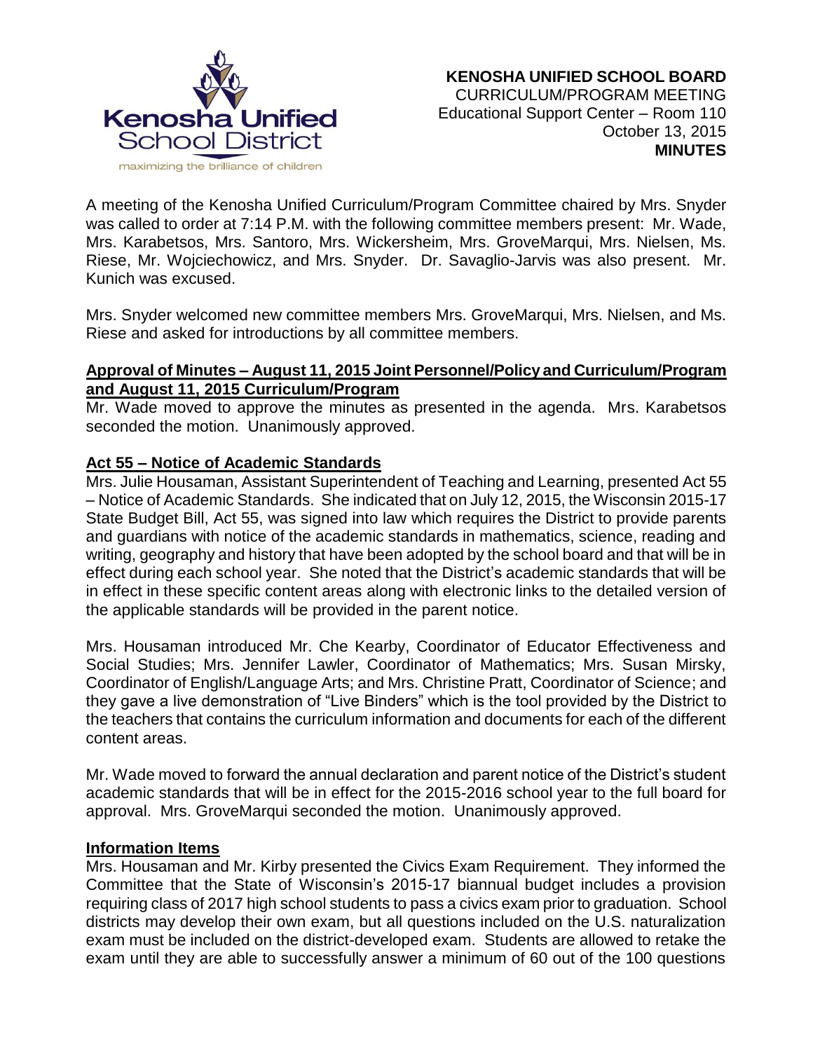**KENOSHA UNIFIED SCHOOL BOARD**
CURRICULUM/PROGRAM MEETING
Educational Support Center – Room 110
October 13, 2015
**MINUTES**

A meeting of the Kenosha Unified Curriculum/Program Committee chaired by Mrs. Snyder was called to order at 7:14 P.M. with the following committee members present: Mr. Wade, Mrs. Karabetsos, Mrs. Santoro, Mrs. Wickersheim, Mrs. GroveMarqui, Mrs. Nielsen, Ms. Riese, Mr. Wojciechowicz, and Mrs. Snyder. Dr. Savaglio-Jarvis was also present. Mr. Kunich was excused.

Mrs. Snyder welcomed new committee members Mrs. GroveMarqui, Mrs. Nielsen, and Ms. Riese and asked for introductions by all committee members.

**Approval of Minutes – August 11, 2015 Joint Personnel/Policy and Curriculum/Program and August 11, 2015 Curriculum/Program**

Mr. Wade moved to approve the minutes as presented in the agenda. Mrs. Karabetsos seconded the motion. Unanimously approved.

**Act 55 – Notice of Academic Standards**

Mrs. Julie Housaman, Assistant Superintendent of Teaching and Learning, presented Act 55 – Notice of Academic Standards. She indicated that on July 12, 2015, the Wisconsin 2015-17 State Budget Bill, Act 55, was signed into law which requires the District to provide parents and guardians with notice of the academic standards in mathematics, science, reading and writing, geography and history that have been adopted by the school board and that will be in effect during each school year. She noted that the District's academic standards that will be in effect in these specific content areas along with electronic links to the detailed version of the applicable standards will be provided in the parent notice.

Mrs. Housaman introduced Mr. Che Kearby, Coordinator of Educator Effectiveness and Social Studies; Mrs. Jennifer Lawler, Coordinator of Mathematics; Mrs. Susan Mirsky, Coordinator of English/Language Arts; and Mrs. Christine Pratt, Coordinator of Science; and they gave a live demonstration of "Live Binders" which is the tool provided by the District to the teachers that contains the curriculum information and documents for each of the different content areas.

Mr. Wade moved to forward the annual declaration and parent notice of the District's student academic standards that will be in effect for the 2015-2016 school year to the full board for approval. Mrs. GroveMarqui seconded the motion. Unanimously approved.

**Information Items**

Mrs. Housaman and Mr. Kirby presented the Civics Exam Requirement. They informed the Committee that the State of Wisconsin's 2015-17 biannual budget includes a provision requiring class of 2017 high school students to pass a civics exam prior to graduation. School districts may develop their own exam, but all questions included on the U.S. naturalization exam must be included on the district-developed exam. Students are allowed to retake the exam until they are able to successfully answer a minimum of 60 out of the 100 questions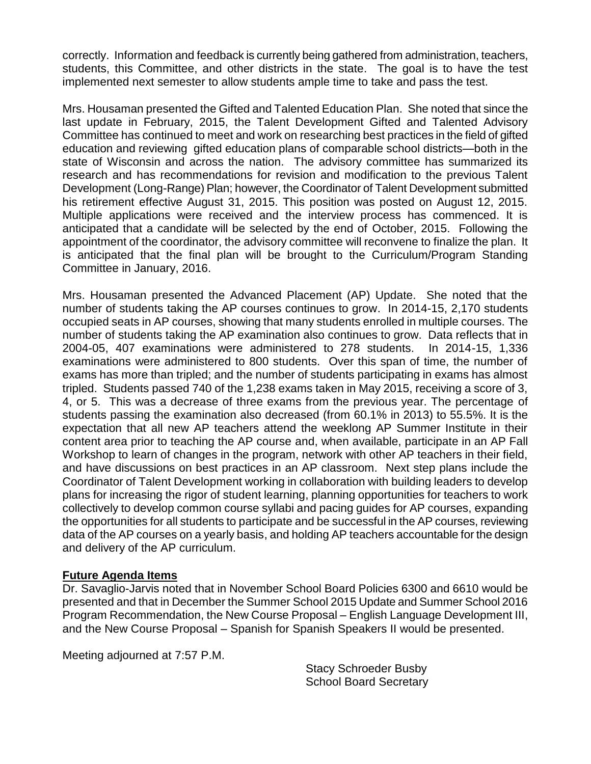correctly. Information and feedback is currently being gathered from administration, teachers, students, this Committee, and other districts in the state. The goal is to have the test implemented next semester to allow students ample time to take and pass the test.

Mrs. Housaman presented the Gifted and Talented Education Plan. She noted that since the last update in February, 2015, the Talent Development Gifted and Talented Advisory Committee has continued to meet and work on researching best practices in the field of gifted education and reviewing gifted education plans of comparable school districts—both in the state of Wisconsin and across the nation. The advisory committee has summarized its research and has recommendations for revision and modification to the previous Talent Development (Long-Range) Plan; however, the Coordinator of Talent Development submitted his retirement effective August 31, 2015. This position was posted on August 12, 2015. Multiple applications were received and the interview process has commenced. It is anticipated that a candidate will be selected by the end of October, 2015. Following the appointment of the coordinator, the advisory committee will reconvene to finalize the plan. It is anticipated that the final plan will be brought to the Curriculum/Program Standing Committee in January, 2016.

Mrs. Housaman presented the Advanced Placement (AP) Update. She noted that the number of students taking the AP courses continues to grow. In 2014-15, 2,170 students occupied seats in AP courses, showing that many students enrolled in multiple courses. The number of students taking the AP examination also continues to grow. Data reflects that in 2004-05, 407 examinations were administered to 278 students. In 2014-15, 1,336 examinations were administered to 800 students. Over this span of time, the number of exams has more than tripled; and the number of students participating in exams has almost tripled. Students passed 740 of the 1,238 exams taken in May 2015, receiving a score of 3, 4, or 5. This was a decrease of three exams from the previous year. The percentage of students passing the examination also decreased (from 60.1% in 2013) to 55.5%. It is the expectation that all new AP teachers attend the weeklong AP Summer Institute in their content area prior to teaching the AP course and, when available, participate in an AP Fall Workshop to learn of changes in the program, network with other AP teachers in their field, and have discussions on best practices in an AP classroom. Next step plans include the Coordinator of Talent Development working in collaboration with building leaders to develop plans for increasing the rigor of student learning, planning opportunities for teachers to work collectively to develop common course syllabi and pacing guides for AP courses, expanding the opportunities for all students to participate and be successful in the AP courses, reviewing data of the AP courses on a yearly basis, and holding AP teachers accountable for the design and delivery of the AP curriculum.

**Future Agenda Items**

Dr. Savaglio-Jarvis noted that in November School Board Policies 6300 and 6610 would be presented and that in December the Summer School 2015 Update and Summer School 2016 Program Recommendation, the New Course Proposal – English Language Development III, and the New Course Proposal – Spanish for Spanish Speakers II would be presented.

Meeting adjourned at 7:57 P.M.

Stacy Schroeder Busby
School Board Secretary